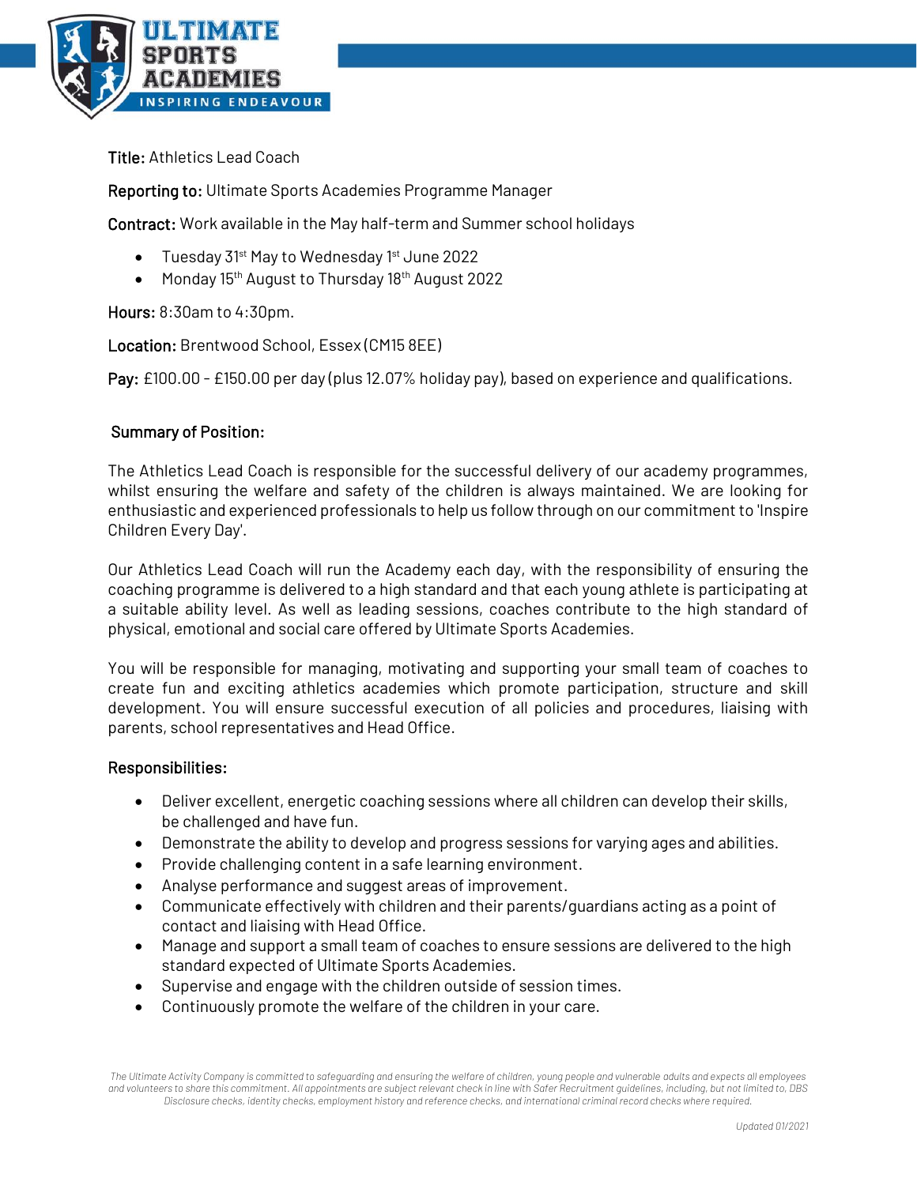**Title:** Athletics Lead Coach

**Reporting to:** Ultimate Sports Academies Programme Manager

**Contract:** Work available in the May half-term and Summer school holidays

- Tuesday 31st May to Wednesday 1st June 2022
- Monday 15th August to Thursday 18th August 2022

**Hours:** 8:30am to 4:30pm.

**Location:** Brentwood School, Essex (CM15 8EE)

**Pay:** £100.00 - £150.00 per day (plus 12.07% holiday pay), based on experience and qualifications.

## Summary of Position:

The Athletics Lead Coach is responsible for the successful delivery of our academy programmes, whilst ensuring the welfare and safety of the children is always maintained. We are looking for enthusiastic and experienced professionals to help us follow through on our commitment to 'Inspire Children Every Day'.

Our Athletics Lead Coach will run the Academy each day, with the responsibility of ensuring the coaching programme is delivered to a high standard and that each young athlete is participating at a suitable ability level. As well as leading sessions, coaches contribute to the high standard of physical, emotional and social care offered by Ultimate Sports Academies.

You will be responsible for managing, motivating and supporting your small team of coaches to create fun and exciting athletics academies which promote participation, structure and skill development. You will ensure successful execution of all policies and procedures, liaising with parents, school representatives and Head Office.

## Responsibilities:

- Deliver excellent, energetic coaching sessions where all children can develop their skills, be challenged and have fun.
- Demonstrate the ability to develop and progress sessions for varying ages and abilities.
- Provide challenging content in a safe learning environment.
- Analyse performance and suggest areas of improvement.
- Communicate effectively with children and their parents/guardians acting as a point of contact and liaising with Head Office.
- Manage and support a small team of coaches to ensure sessions are delivered to the high standard expected of Ultimate Sports Academies.
- Supervise and engage with the children outside of session times.
- Continuously promote the welfare of the children in your care.

*The Ultimate Activity Company is committed to safeguarding and ensuring the welfare of children, young people and vulnerable adults and expects all employees and volunteers to share this commitment. All appointments are subject relevant check in line with Safer Recruitment guidelines, including, but not limited to, DBS Disclosure checks, identity checks, employment history and reference checks, and international criminal record checks where required.*

*Updated 01/2021*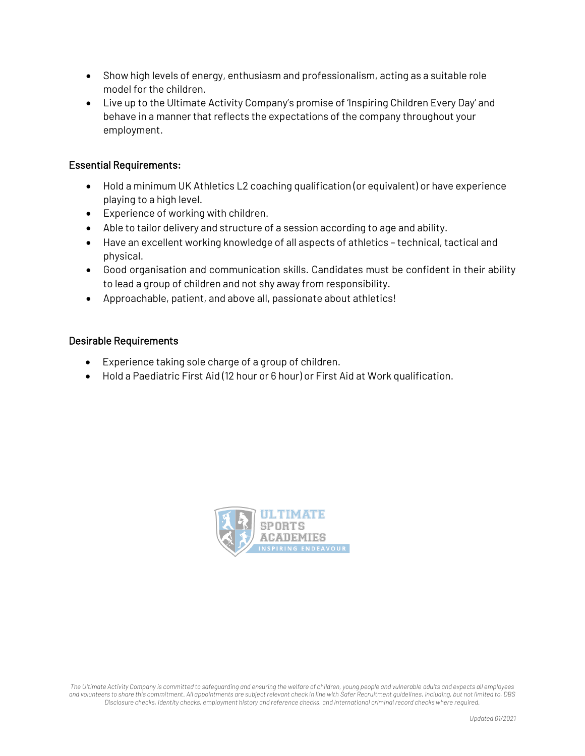- Show high levels of energy, enthusiasm and professionalism, acting as a suitable role model for the children.
- Live up to the Ultimate Activity Company's promise of 'Inspiring Children Every Day' and behave in a manner that reflects the expectations of the company throughout your employment.

### Essential Requirements:

- Hold a minimum UK Athletics L2 coaching qualification (or equivalent) or have experience playing to a high level.
- Experience of working with children.
- Able to tailor delivery and structure of a session according to age and ability.
- Have an excellent working knowledge of all aspects of athletics – technical, tactical and physical.
- Good organisation and communication skills. Candidates must be confident in their ability to lead a group of children and not shy away from responsibility.
- Approachable, patient, and above all, passionate about athletics!

### Desirable Requirements

- Experience taking sole charge of a group of children.
- Hold a Paediatric First Aid (12 hour or 6 hour) or First Aid at Work qualification.

ULTIMATE SPORTS ACADEMIES
INSPIRING ENDEAVOUR

*The Ultimate Activity Company is committed to safeguarding and ensuring the welfare of children, young people and vulnerable adults and expects all employees and volunteers to share this commitment. All appointments are subject relevant check in line with Safer Recruitment guidelines, including, but not limited to, DBS Disclosure checks, identity checks, employment history and reference checks, and international criminal record checks where required.*

*Updated 01/2021*